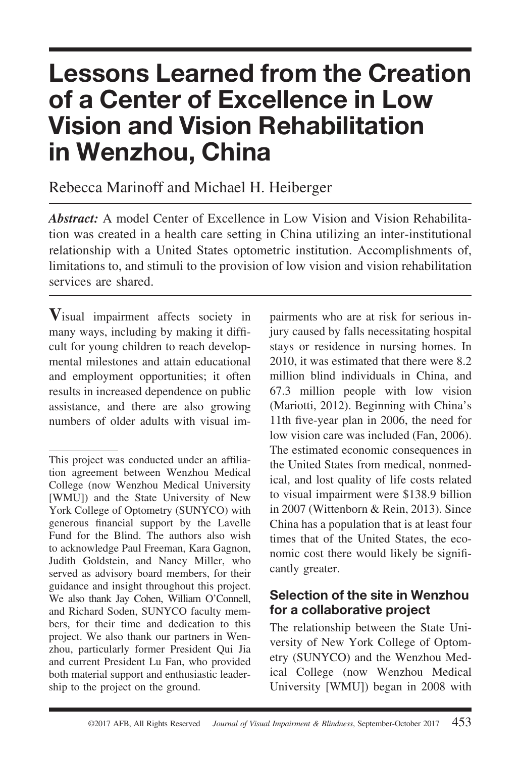# Lessons Learned from the Creation of a Center of Excellence in Low Vision and Vision Rehabilitation in Wenzhou, China

Rebecca Marinoff and Michael H. Heiberger

***Abstract:*** A model Center of Excellence in Low Vision and Vision Rehabilitation was created in a health care setting in China utilizing an inter-institutional relationship with a United States optometric institution. Accomplishments of, limitations to, and stimuli to the provision of low vision and vision rehabilitation services are shared.

Visual impairment affects society in many ways, including by making it difficult for young children to reach developmental milestones and attain educational and employment opportunities; it often results in increased dependence on public assistance, and there are also growing numbers of older adults with visual impairments who are at risk for serious injury caused by falls necessitating hospital stays or residence in nursing homes. In 2010, it was estimated that there were 8.2 million blind individuals in China, and 67.3 million people with low vision (Mariotti, 2012). Beginning with China's 11th five-year plan in 2006, the need for low vision care was included (Fan, 2006). The estimated economic consequences in the United States from medical, nonmedical, and lost quality of life costs related to visual impairment were $138.9 billion in 2007 (Wittenborn & Rein, 2013). Since China has a population that is at least four times that of the United States, the economic cost there would likely be significantly greater.

## Selection of the site in Wenzhou for a collaborative project

The relationship between the State University of New York College of Optometry (SUNYCO) and the Wenzhou Medical College (now Wenzhou Medical University [WMU]) began in 2008 with

---

This project was conducted under an affiliation agreement between Wenzhou Medical College (now Wenzhou Medical University [WMU]) and the State University of New York College of Optometry (SUNYCO) with generous financial support by the Lavelle Fund for the Blind. The authors also wish to acknowledge Paul Freeman, Kara Gagnon, Judith Goldstein, and Nancy Miller, who served as advisory board members, for their guidance and insight throughout this project. We also thank Jay Cohen, William O'Connell, and Richard Soden, SUNYCO faculty members, for their time and dedication to this project. We also thank our partners in Wenzhou, particularly former President Qui Jia and current President Lu Fan, who provided both material support and enthusiastic leadership to the project on the ground.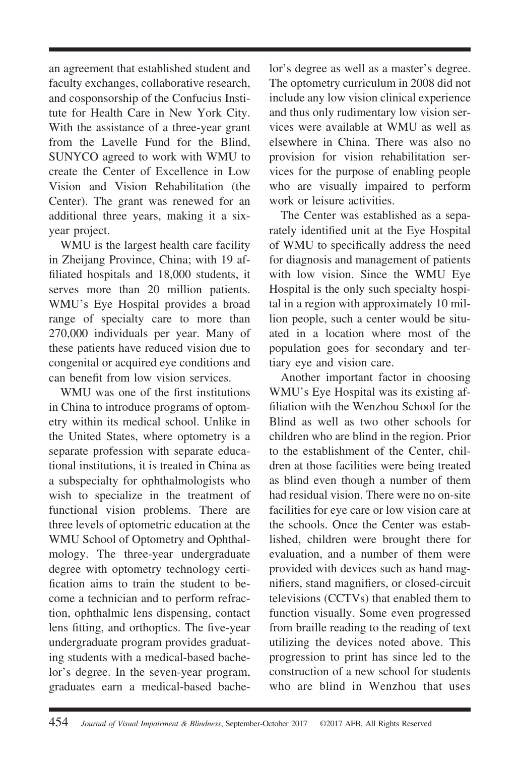an agreement that established student and faculty exchanges, collaborative research, and cosponsorship of the Confucius Institute for Health Care in New York City. With the assistance of a three-year grant from the Lavelle Fund for the Blind, SUNYCO agreed to work with WMU to create the Center of Excellence in Low Vision and Vision Rehabilitation (the Center). The grant was renewed for an additional three years, making it a six-year project.

WMU is the largest health care facility in Zheijang Province, China; with 19 affiliated hospitals and 18,000 students, it serves more than 20 million patients. WMU's Eye Hospital provides a broad range of specialty care to more than 270,000 individuals per year. Many of these patients have reduced vision due to congenital or acquired eye conditions and can benefit from low vision services.

WMU was one of the first institutions in China to introduce programs of optometry within its medical school. Unlike in the United States, where optometry is a separate profession with separate educational institutions, it is treated in China as a subspecialty for ophthalmologists who wish to specialize in the treatment of functional vision problems. There are three levels of optometric education at the WMU School of Optometry and Ophthalmology. The three-year undergraduate degree with optometry technology certification aims to train the student to become a technician and to perform refraction, ophthalmic lens dispensing, contact lens fitting, and orthoptics. The five-year undergraduate program provides graduating students with a medical-based bachelor's degree. In the seven-year program, graduates earn a medical-based bachelor's degree as well as a master's degree. The optometry curriculum in 2008 did not include any low vision clinical experience and thus only rudimentary low vision services were available at WMU as well as elsewhere in China. There was also no provision for vision rehabilitation services for the purpose of enabling people who are visually impaired to perform work or leisure activities.

The Center was established as a separately identified unit at the Eye Hospital of WMU to specifically address the need for diagnosis and management of patients with low vision. Since the WMU Eye Hospital is the only such specialty hospital in a region with approximately 10 million people, such a center would be situated in a location where most of the population goes for secondary and tertiary eye and vision care.

Another important factor in choosing WMU's Eye Hospital was its existing affiliation with the Wenzhou School for the Blind as well as two other schools for children who are blind in the region. Prior to the establishment of the Center, children at those facilities were being treated as blind even though a number of them had residual vision. There were no on-site facilities for eye care or low vision care at the schools. Once the Center was established, children were brought there for evaluation, and a number of them were provided with devices such as hand magnifiers, stand magnifiers, or closed-circuit televisions (CCTVs) that enabled them to function visually. Some even progressed from braille reading to the reading of text utilizing the devices noted above. This progression to print has since led to the construction of a new school for students who are blind in Wenzhou that uses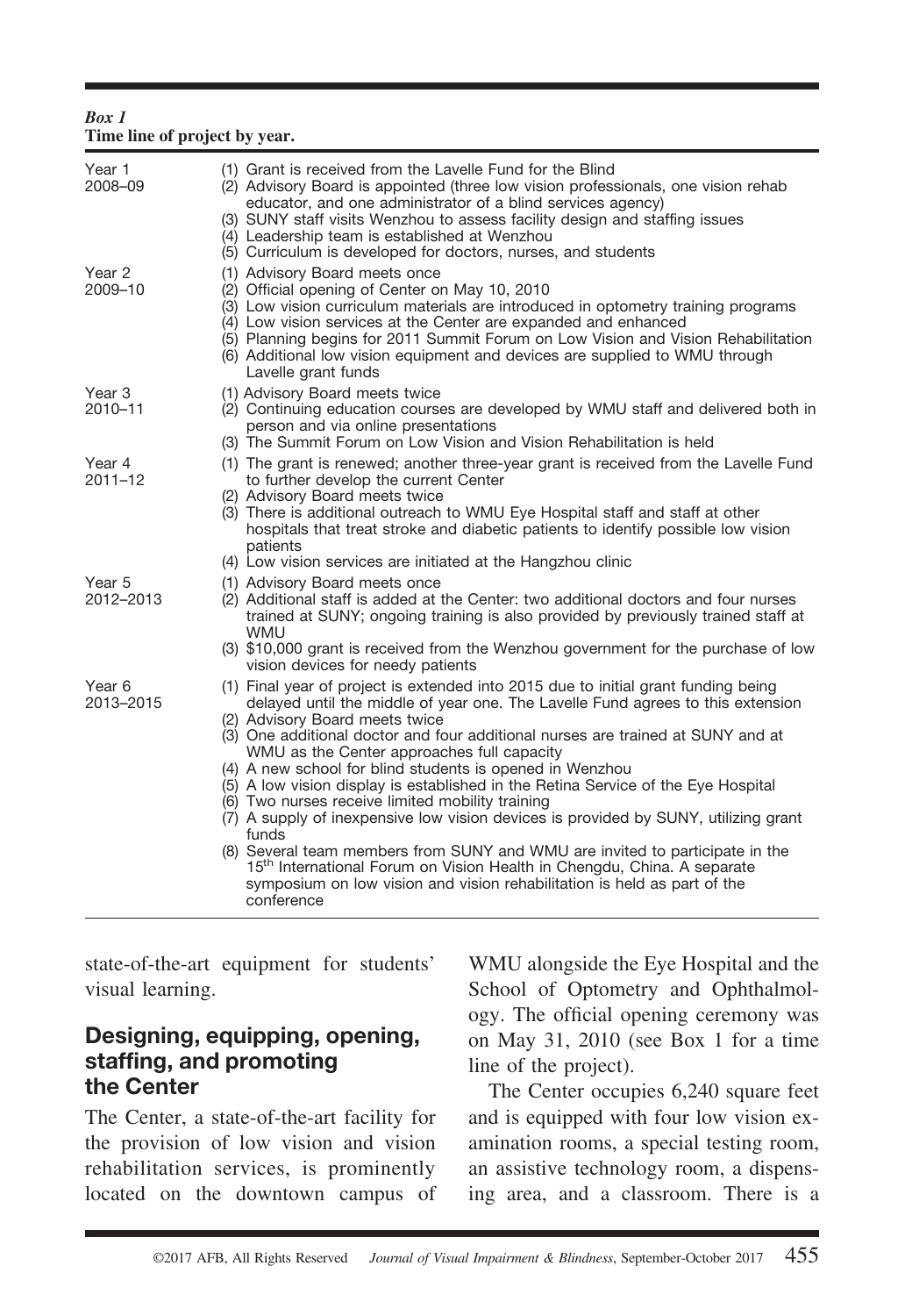*Box 1*
**Time line of project by year.**

| | |
|---|---|
| Year 1 2008–09 | (1) Grant is received from the Lavelle Fund for the Blind<br>(2) Advisory Board is appointed (three low vision professionals, one vision rehab educator, and one administrator of a blind services agency)<br>(3) SUNY staff visits Wenzhou to assess facility design and staffing issues<br>(4) Leadership team is established at Wenzhou<br>(5) Curriculum is developed for doctors, nurses, and students |
| Year 2 2009–10 | (1) Advisory Board meets once<br>(2) Official opening of Center on May 10, 2010<br>(3) Low vision curriculum materials are introduced in optometry training programs<br>(4) Low vision services at the Center are expanded and enhanced<br>(5) Planning begins for 2011 Summit Forum on Low Vision and Vision Rehabilitation<br>(6) Additional low vision equipment and devices are supplied to WMU through Lavelle grant funds |
| Year 3 2010–11 | (1) Advisory Board meets twice<br>(2) Continuing education courses are developed by WMU staff and delivered both in person and via online presentations<br>(3) The Summit Forum on Low Vision and Vision Rehabilitation is held |
| Year 4 2011–12 | (1) The grant is renewed; another three-year grant is received from the Lavelle Fund to further develop the current Center<br>(2) Advisory Board meets twice<br>(3) There is additional outreach to WMU Eye Hospital staff and staff at other hospitals that treat stroke and diabetic patients to identify possible low vision patients<br>(4) Low vision services are initiated at the Hangzhou clinic |
| Year 5 2012–2013 | (1) Advisory Board meets once<br>(2) Additional staff is added at the Center: two additional doctors and four nurses trained at SUNY; ongoing training is also provided by previously trained staff at WMU<br>(3) $10,000 grant is received from the Wenzhou government for the purchase of low vision devices for needy patients |
| Year 6 2013–2015 | (1) Final year of project is extended into 2015 due to initial grant funding being delayed until the middle of year one. The Lavelle Fund agrees to this extension<br>(2) Advisory Board meets twice<br>(3) One additional doctor and four additional nurses are trained at SUNY and at WMU as the Center approaches full capacity<br>(4) A new school for blind students is opened in Wenzhou<br>(5) A low vision display is established in the Retina Service of the Eye Hospital<br>(6) Two nurses receive limited mobility training<br>(7) A supply of inexpensive low vision devices is provided by SUNY, utilizing grant funds<br>(8) Several team members from SUNY and WMU are invited to participate in the 15th International Forum on Vision Health in Chengdu, China. A separate symposium on low vision and vision rehabilitation is held as part of the conference |

state-of-the-art equipment for students' visual learning.

## Designing, equipping, opening, staffing, and promoting the Center

The Center, a state-of-the-art facility for the provision of low vision and vision rehabilitation services, is prominently located on the downtown campus of WMU alongside the Eye Hospital and the School of Optometry and Ophthalmology. The official opening ceremony was on May 31, 2010 (see Box 1 for a time line of the project).

The Center occupies 6,240 square feet and is equipped with four low vision examination rooms, a special testing room, an assistive technology room, a dispensing area, and a classroom. There is a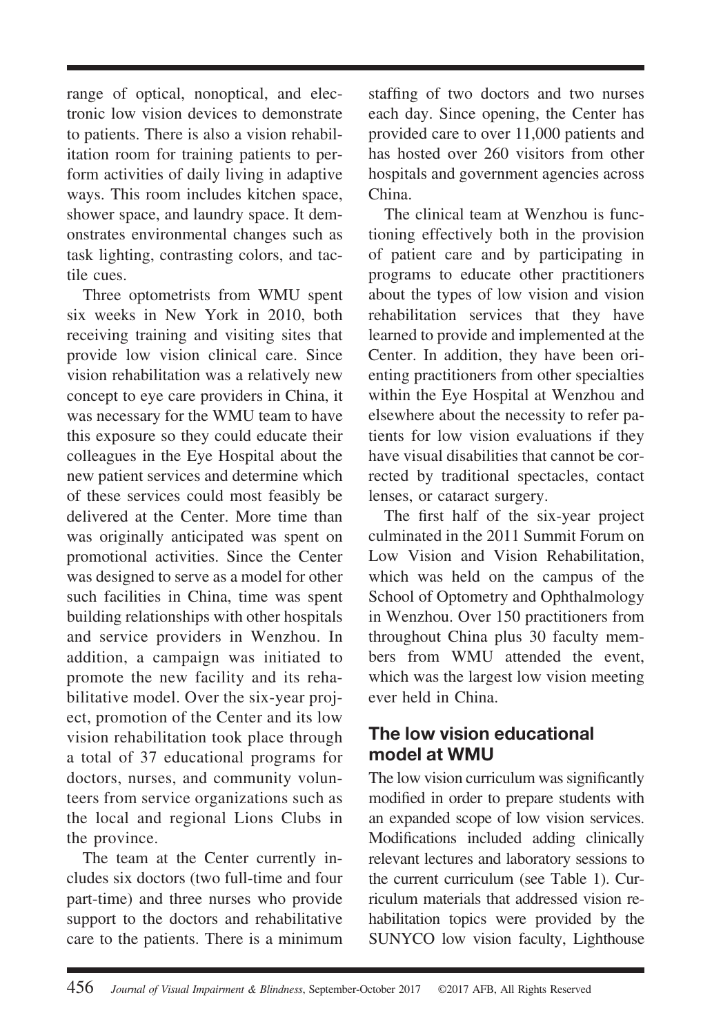range of optical, nonoptical, and electronic low vision devices to demonstrate to patients. There is also a vision rehabilitation room for training patients to perform activities of daily living in adaptive ways. This room includes kitchen space, shower space, and laundry space. It demonstrates environmental changes such as task lighting, contrasting colors, and tactile cues.

Three optometrists from WMU spent six weeks in New York in 2010, both receiving training and visiting sites that provide low vision clinical care. Since vision rehabilitation was a relatively new concept to eye care providers in China, it was necessary for the WMU team to have this exposure so they could educate their colleagues in the Eye Hospital about the new patient services and determine which of these services could most feasibly be delivered at the Center. More time than was originally anticipated was spent on promotional activities. Since the Center was designed to serve as a model for other such facilities in China, time was spent building relationships with other hospitals and service providers in Wenzhou. In addition, a campaign was initiated to promote the new facility and its rehabilitative model. Over the six-year project, promotion of the Center and its low vision rehabilitation took place through a total of 37 educational programs for doctors, nurses, and community volunteers from service organizations such as the local and regional Lions Clubs in the province.

The team at the Center currently includes six doctors (two full-time and four part-time) and three nurses who provide support to the doctors and rehabilitative care to the patients. There is a minimum staffing of two doctors and two nurses each day. Since opening, the Center has provided care to over 11,000 patients and has hosted over 260 visitors from other hospitals and government agencies across China.

The clinical team at Wenzhou is functioning effectively both in the provision of patient care and by participating in programs to educate other practitioners about the types of low vision and vision rehabilitation services that they have learned to provide and implemented at the Center. In addition, they have been orienting practitioners from other specialties within the Eye Hospital at Wenzhou and elsewhere about the necessity to refer patients for low vision evaluations if they have visual disabilities that cannot be corrected by traditional spectacles, contact lenses, or cataract surgery.

The first half of the six-year project culminated in the 2011 Summit Forum on Low Vision and Vision Rehabilitation, which was held on the campus of the School of Optometry and Ophthalmology in Wenzhou. Over 150 practitioners from throughout China plus 30 faculty members from WMU attended the event, which was the largest low vision meeting ever held in China.

## The low vision educational model at WMU

The low vision curriculum was significantly modified in order to prepare students with an expanded scope of low vision services. Modifications included adding clinically relevant lectures and laboratory sessions to the current curriculum (see Table 1). Curriculum materials that addressed vision rehabilitation topics were provided by the SUNYCO low vision faculty, Lighthouse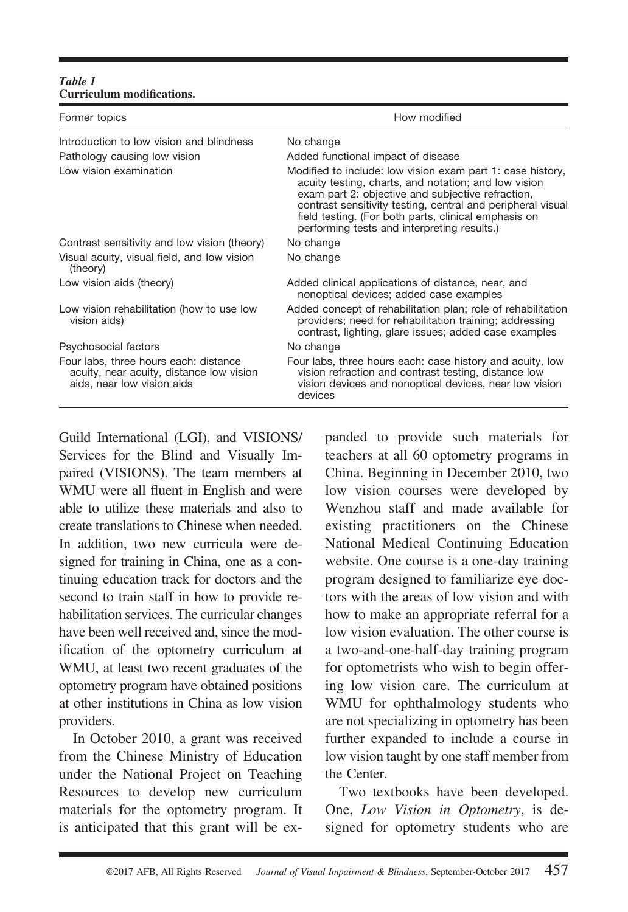*Table 1*
**Curriculum modifications.**

| Former topics | How modified |
| --- | --- |
| Introduction to low vision and blindness | No change |
| Pathology causing low vision | Added functional impact of disease |
| Low vision examination | Modified to include: low vision exam part 1: case history, acuity testing, charts, and notation; and low vision exam part 2: objective and subjective refraction, contrast sensitivity testing, central and peripheral visual field testing. (For both parts, clinical emphasis on performing tests and interpreting results.) |
| Contrast sensitivity and low vision (theory) | No change |
| Visual acuity, visual field, and low vision (theory) | No change |
| Low vision aids (theory) | Added clinical applications of distance, near, and nonoptical devices; added case examples |
| Low vision rehabilitation (how to use low vision aids) | Added concept of rehabilitation plan; role of rehabilitation providers; need for rehabilitation training; addressing contrast, lighting, glare issues; added case examples |
| Psychosocial factors | No change |
| Four labs, three hours each: distance acuity, near acuity, distance low vision aids, near low vision aids | Four labs, three hours each: case history and acuity, low vision refraction and contrast testing, distance low vision devices and nonoptical devices, near low vision devices |

Guild International (LGI), and VISIONS/Services for the Blind and Visually Impaired (VISIONS). The team members at WMU were all fluent in English and were able to utilize these materials and also to create translations to Chinese when needed. In addition, two new curricula were designed for training in China, one as a continuing education track for doctors and the second to train staff in how to provide rehabilitation services. The curricular changes have been well received and, since the modification of the optometry curriculum at WMU, at least two recent graduates of the optometry program have obtained positions at other institutions in China as low vision providers.

In October 2010, a grant was received from the Chinese Ministry of Education under the National Project on Teaching Resources to develop new curriculum materials for the optometry program. It is anticipated that this grant will be expanded to provide such materials for teachers at all 60 optometry programs in China. Beginning in December 2010, two low vision courses were developed by Wenzhou staff and made available for existing practitioners on the Chinese National Medical Continuing Education website. One course is a one-day training program designed to familiarize eye doctors with the areas of low vision and with how to make an appropriate referral for a low vision evaluation. The other course is a two-and-one-half-day training program for optometrists who wish to begin offering low vision care. The curriculum at WMU for ophthalmology students who are not specializing in optometry has been further expanded to include a course in low vision taught by one staff member from the Center.

Two textbooks have been developed. One, *Low Vision in Optometry*, is designed for optometry students who are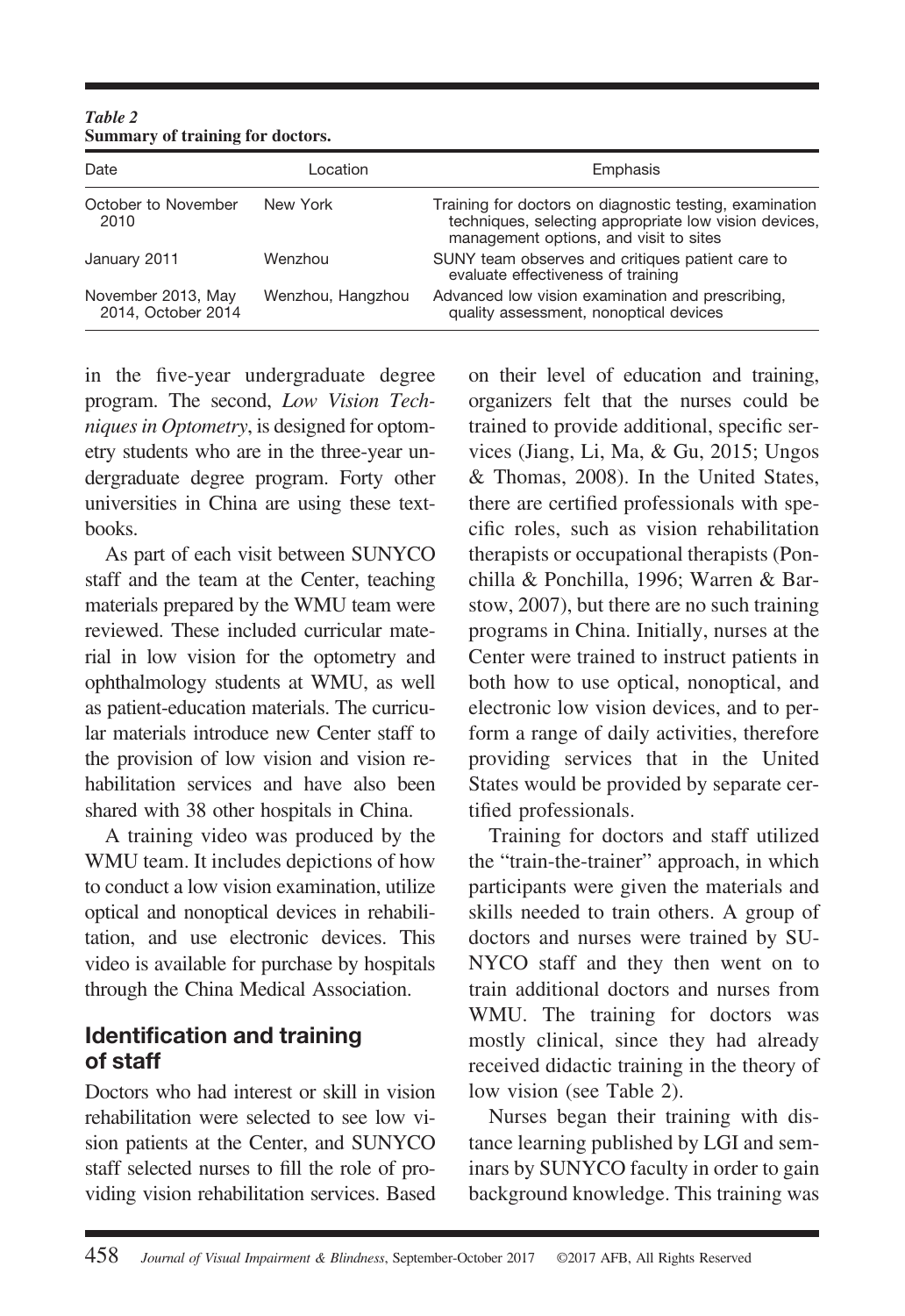*Table 2*
**Summary of training for doctors.**

| Date | Location | Emphasis |
|---|---|---|
| October to November 2010 | New York | Training for doctors on diagnostic testing, examination techniques, selecting appropriate low vision devices, management options, and visit to sites |
| January 2011 | Wenzhou | SUNY team observes and critiques patient care to evaluate effectiveness of training |
| November 2013, May 2014, October 2014 | Wenzhou, Hangzhou | Advanced low vision examination and prescribing, quality assessment, nonoptical devices |

in the five-year undergraduate degree program. The second, *Low Vision Techniques in Optometry*, is designed for optometry students who are in the three-year undergraduate degree program. Forty other universities in China are using these textbooks.

As part of each visit between SUNYCO staff and the team at the Center, teaching materials prepared by the WMU team were reviewed. These included curricular material in low vision for the optometry and ophthalmology students at WMU, as well as patient-education materials. The curricular materials introduce new Center staff to the provision of low vision and vision rehabilitation services and have also been shared with 38 other hospitals in China.

A training video was produced by the WMU team. It includes depictions of how to conduct a low vision examination, utilize optical and nonoptical devices in rehabilitation, and use electronic devices. This video is available for purchase by hospitals through the China Medical Association.

## Identification and training of staff

Doctors who had interest or skill in vision rehabilitation were selected to see low vision patients at the Center, and SUNYCO staff selected nurses to fill the role of providing vision rehabilitation services. Based on their level of education and training, organizers felt that the nurses could be trained to provide additional, specific services (Jiang, Li, Ma, & Gu, 2015; Ungos & Thomas, 2008). In the United States, there are certified professionals with specific roles, such as vision rehabilitation therapists or occupational therapists (Ponchilla & Ponchilla, 1996; Warren & Barstow, 2007), but there are no such training programs in China. Initially, nurses at the Center were trained to instruct patients in both how to use optical, nonoptical, and electronic low vision devices, and to perform a range of daily activities, therefore providing services that in the United States would be provided by separate certified professionals.

Training for doctors and staff utilized the "train-the-trainer" approach, in which participants were given the materials and skills needed to train others. A group of doctors and nurses were trained by SUNYCO staff and they then went on to train additional doctors and nurses from WMU. The training for doctors was mostly clinical, since they had already received didactic training in the theory of low vision (see Table 2).

Nurses began their training with distance learning published by LGI and seminars by SUNYCO faculty in order to gain background knowledge. This training was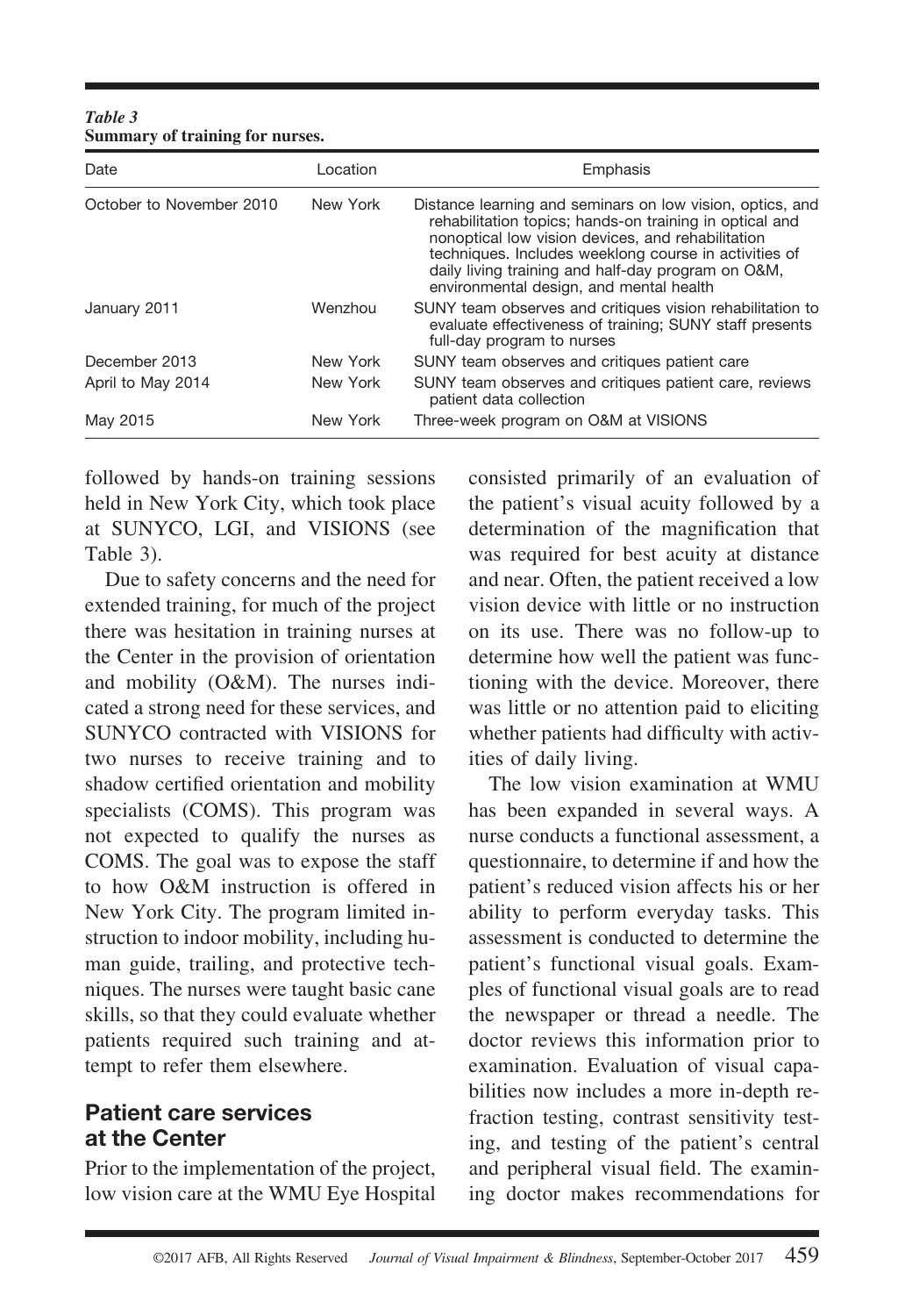*Table 3*
**Summary of training for nurses.**

| Date | Location | Emphasis |
|---|---|---|
| October to November 2010 | New York | Distance learning and seminars on low vision, optics, and rehabilitation topics; hands-on training in optical and nonoptical low vision devices, and rehabilitation techniques. Includes weeklong course in activities of daily living training and half-day program on O&M, environmental design, and mental health |
| January 2011 | Wenzhou | SUNY team observes and critiques vision rehabilitation to evaluate effectiveness of training; SUNY staff presents full-day program to nurses |
| December 2013 | New York | SUNY team observes and critiques patient care |
| April to May 2014 | New York | SUNY team observes and critiques patient care, reviews patient data collection |
| May 2015 | New York | Three-week program on O&M at VISIONS |

followed by hands-on training sessions held in New York City, which took place at SUNYCO, LGI, and VISIONS (see Table 3).

Due to safety concerns and the need for extended training, for much of the project there was hesitation in training nurses at the Center in the provision of orientation and mobility (O&M). The nurses indicated a strong need for these services, and SUNYCO contracted with VISIONS for two nurses to receive training and to shadow certified orientation and mobility specialists (COMS). This program was not expected to qualify the nurses as COMS. The goal was to expose the staff to how O&M instruction is offered in New York City. The program limited instruction to indoor mobility, including human guide, trailing, and protective techniques. The nurses were taught basic cane skills, so that they could evaluate whether patients required such training and attempt to refer them elsewhere.

## Patient care services at the Center

Prior to the implementation of the project, low vision care at the WMU Eye Hospital consisted primarily of an evaluation of the patient's visual acuity followed by a determination of the magnification that was required for best acuity at distance and near. Often, the patient received a low vision device with little or no instruction on its use. There was no follow-up to determine how well the patient was functioning with the device. Moreover, there was little or no attention paid to eliciting whether patients had difficulty with activities of daily living.

The low vision examination at WMU has been expanded in several ways. A nurse conducts a functional assessment, a questionnaire, to determine if and how the patient's reduced vision affects his or her ability to perform everyday tasks. This assessment is conducted to determine the patient's functional visual goals. Examples of functional visual goals are to read the newspaper or thread a needle. The doctor reviews this information prior to examination. Evaluation of visual capabilities now includes a more in-depth refraction testing, contrast sensitivity testing, and testing of the patient's central and peripheral visual field. The examining doctor makes recommendations for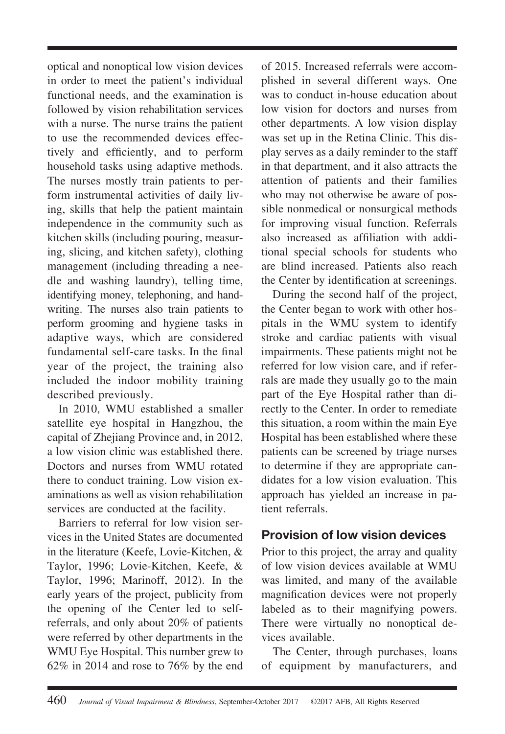optical and nonoptical low vision devices in order to meet the patient's individual functional needs, and the examination is followed by vision rehabilitation services with a nurse. The nurse trains the patient to use the recommended devices effectively and efficiently, and to perform household tasks using adaptive methods. The nurses mostly train patients to perform instrumental activities of daily living, skills that help the patient maintain independence in the community such as kitchen skills (including pouring, measuring, slicing, and kitchen safety), clothing management (including threading a needle and washing laundry), telling time, identifying money, telephoning, and handwriting. The nurses also train patients to perform grooming and hygiene tasks in adaptive ways, which are considered fundamental self-care tasks. In the final year of the project, the training also included the indoor mobility training described previously.

In 2010, WMU established a smaller satellite eye hospital in Hangzhou, the capital of Zhejiang Province and, in 2012, a low vision clinic was established there. Doctors and nurses from WMU rotated there to conduct training. Low vision examinations as well as vision rehabilitation services are conducted at the facility.

Barriers to referral for low vision services in the United States are documented in the literature (Keefe, Lovie-Kitchen, & Taylor, 1996; Lovie-Kitchen, Keefe, & Taylor, 1996; Marinoff, 2012). In the early years of the project, publicity from the opening of the Center led to self-referrals, and only about 20% of patients were referred by other departments in the WMU Eye Hospital. This number grew to 62% in 2014 and rose to 76% by the end of 2015. Increased referrals were accomplished in several different ways. One was to conduct in-house education about low vision for doctors and nurses from other departments. A low vision display was set up in the Retina Clinic. This display serves as a daily reminder to the staff in that department, and it also attracts the attention of patients and their families who may not otherwise be aware of possible nonmedical or nonsurgical methods for improving visual function. Referrals also increased as affiliation with additional special schools for students who are blind increased. Patients also reach the Center by identification at screenings.

During the second half of the project, the Center began to work with other hospitals in the WMU system to identify stroke and cardiac patients with visual impairments. These patients might not be referred for low vision care, and if referrals are made they usually go to the main part of the Eye Hospital rather than directly to the Center. In order to remediate this situation, a room within the main Eye Hospital has been established where these patients can be screened by triage nurses to determine if they are appropriate candidates for a low vision evaluation. This approach has yielded an increase in patient referrals.

## Provision of low vision devices

Prior to this project, the array and quality of low vision devices available at WMU was limited, and many of the available magnification devices were not properly labeled as to their magnifying powers. There were virtually no nonoptical devices available.

The Center, through purchases, loans of equipment by manufacturers, and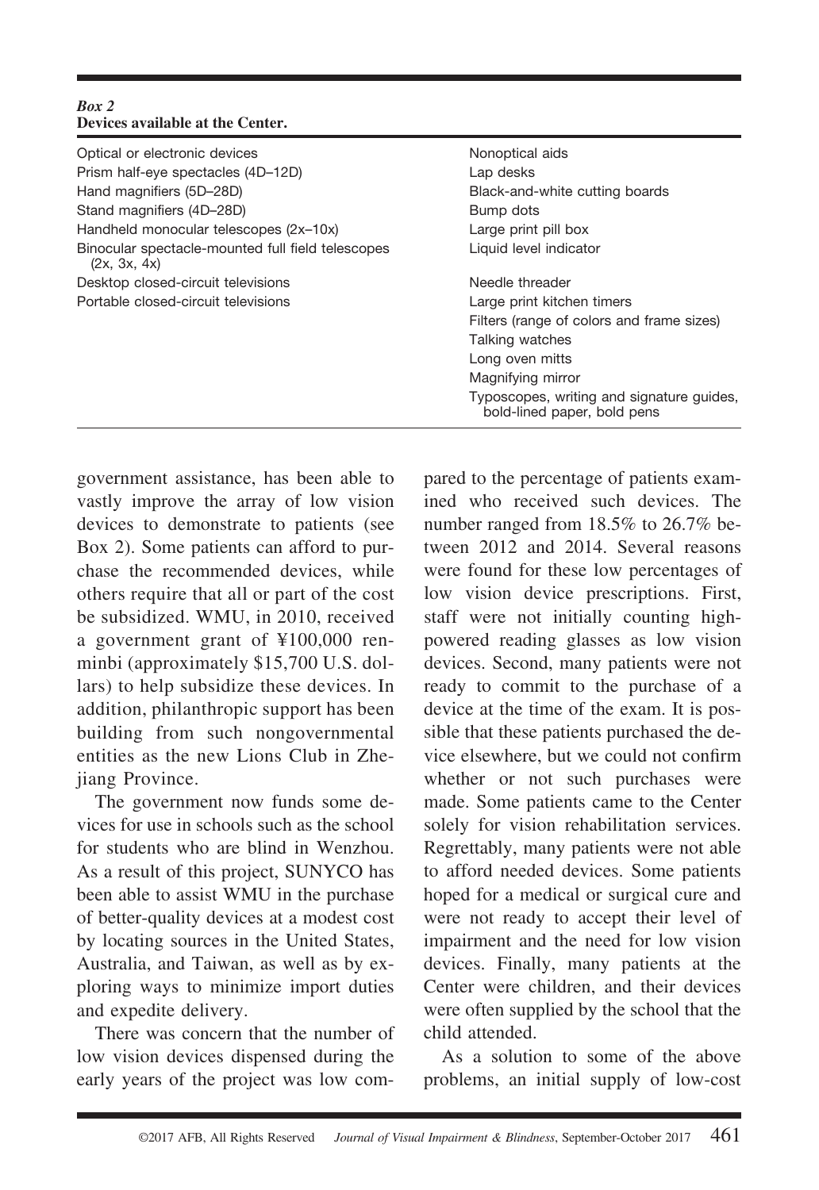*Box 2*
**Devices available at the Center.**

| Optical or electronic devices | Nonoptical aids |
|---|---|
| Prism half-eye spectacles (4D–12D) | Lap desks |
| Hand magnifiers (5D–28D) | Black-and-white cutting boards |
| Stand magnifiers (4D–28D) | Bump dots |
| Handheld monocular telescopes (2x–10x) | Large print pill box |
| Binocular spectacle-mounted full field telescopes (2x, 3x, 4x) | Liquid level indicator |
| Desktop closed-circuit televisions | Needle threader |
| Portable closed-circuit televisions | Large print kitchen timers |
| | Filters (range of colors and frame sizes) |
| | Talking watches |
| | Long oven mitts |
| | Magnifying mirror |
| | Typoscopes, writing and signature guides, bold-lined paper, bold pens |

government assistance, has been able to vastly improve the array of low vision devices to demonstrate to patients (see Box 2). Some patients can afford to purchase the recommended devices, while others require that all or part of the cost be subsidized. WMU, in 2010, received a government grant of ¥100,000 renminbi (approximately $15,700 U.S. dollars) to help subsidize these devices. In addition, philanthropic support has been building from such nongovernmental entities as the new Lions Club in Zhejiang Province.

The government now funds some devices for use in schools such as the school for students who are blind in Wenzhou. As a result of this project, SUNYCO has been able to assist WMU in the purchase of better-quality devices at a modest cost by locating sources in the United States, Australia, and Taiwan, as well as by exploring ways to minimize import duties and expedite delivery.

There was concern that the number of low vision devices dispensed during the early years of the project was low compared to the percentage of patients examined who received such devices. The number ranged from 18.5% to 26.7% between 2012 and 2014. Several reasons were found for these low percentages of low vision device prescriptions. First, staff were not initially counting high-powered reading glasses as low vision devices. Second, many patients were not ready to commit to the purchase of a device at the time of the exam. It is possible that these patients purchased the device elsewhere, but we could not confirm whether or not such purchases were made. Some patients came to the Center solely for vision rehabilitation services. Regrettably, many patients were not able to afford needed devices. Some patients hoped for a medical or surgical cure and were not ready to accept their level of impairment and the need for low vision devices. Finally, many patients at the Center were children, and their devices were often supplied by the school that the child attended.

As a solution to some of the above problems, an initial supply of low-cost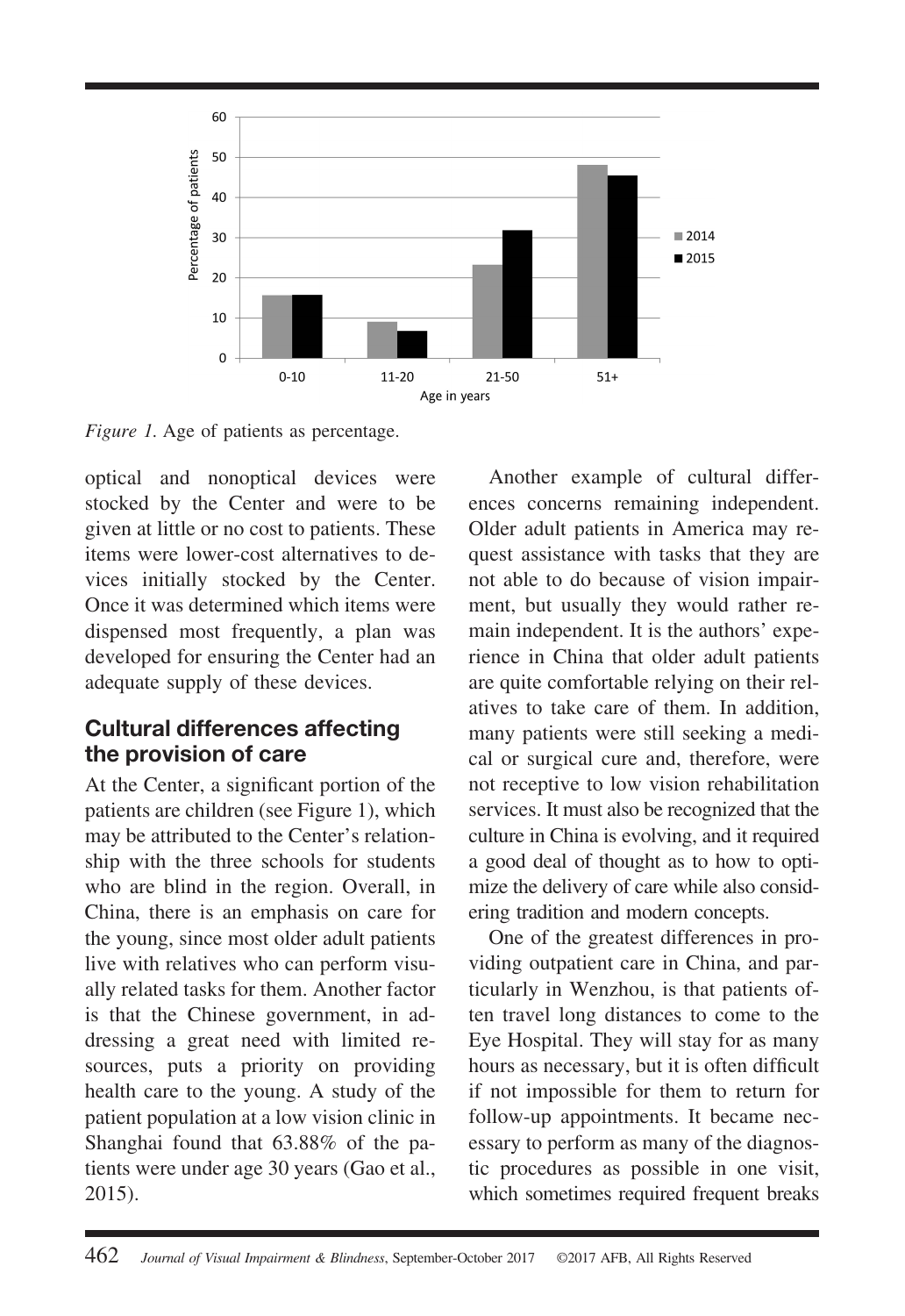60
50
40
30
20
10
0
Percentage of patients
0-10
11-20
21-50
51+
Age in years
2014
2015

*Figure 1.* Age of patients as percentage.

optical and nonoptical devices were stocked by the Center and were to be given at little or no cost to patients. These items were lower-cost alternatives to devices initially stocked by the Center. Once it was determined which items were dispensed most frequently, a plan was developed for ensuring the Center had an adequate supply of these devices.

## Cultural differences affecting the provision of care

At the Center, a significant portion of the patients are children (see Figure 1), which may be attributed to the Center's relationship with the three schools for students who are blind in the region. Overall, in China, there is an emphasis on care for the young, since most older adult patients live with relatives who can perform visually related tasks for them. Another factor is that the Chinese government, in addressing a great need with limited resources, puts a priority on providing health care to the young. A study of the patient population at a low vision clinic in Shanghai found that 63.88% of the patients were under age 30 years (Gao et al., 2015).

Another example of cultural differences concerns remaining independent. Older adult patients in America may request assistance with tasks that they are not able to do because of vision impairment, but usually they would rather remain independent. It is the authors' experience in China that older adult patients are quite comfortable relying on their relatives to take care of them. In addition, many patients were still seeking a medical or surgical cure and, therefore, were not receptive to low vision rehabilitation services. It must also be recognized that the culture in China is evolving, and it required a good deal of thought as to how to optimize the delivery of care while also considering tradition and modern concepts.

One of the greatest differences in providing outpatient care in China, and particularly in Wenzhou, is that patients often travel long distances to come to the Eye Hospital. They will stay for as many hours as necessary, but it is often difficult if not impossible for them to return for follow-up appointments. It became necessary to perform as many of the diagnostic procedures as possible in one visit, which sometimes required frequent breaks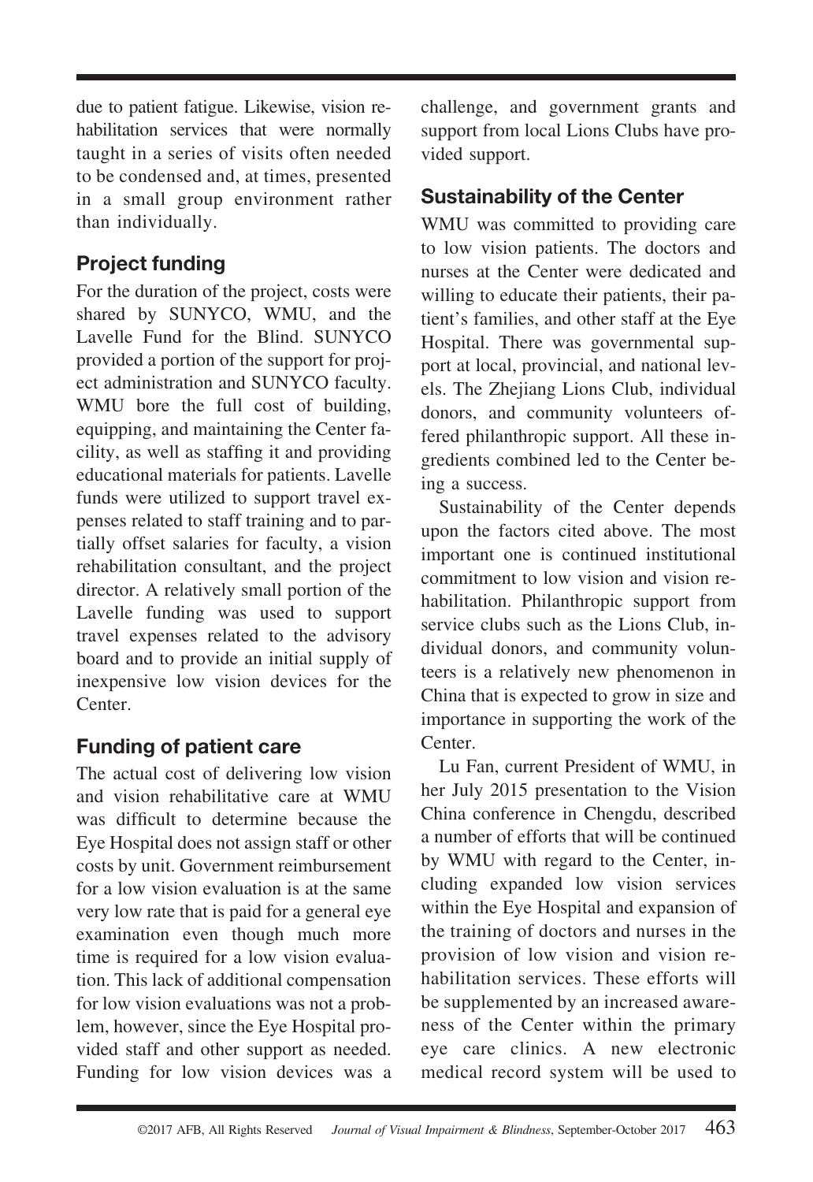due to patient fatigue. Likewise, vision rehabilitation services that were normally taught in a series of visits often needed to be condensed and, at times, presented in a small group environment rather than individually.

## Project funding

For the duration of the project, costs were shared by SUNYCO, WMU, and the Lavelle Fund for the Blind. SUNYCO provided a portion of the support for project administration and SUNYCO faculty. WMU bore the full cost of building, equipping, and maintaining the Center facility, as well as staffing it and providing educational materials for patients. Lavelle funds were utilized to support travel expenses related to staff training and to partially offset salaries for faculty, a vision rehabilitation consultant, and the project director. A relatively small portion of the Lavelle funding was used to support travel expenses related to the advisory board and to provide an initial supply of inexpensive low vision devices for the Center.

## Funding of patient care

The actual cost of delivering low vision and vision rehabilitative care at WMU was difficult to determine because the Eye Hospital does not assign staff or other costs by unit. Government reimbursement for a low vision evaluation is at the same very low rate that is paid for a general eye examination even though much more time is required for a low vision evaluation. This lack of additional compensation for low vision evaluations was not a problem, however, since the Eye Hospital provided staff and other support as needed. Funding for low vision devices was a challenge, and government grants and support from local Lions Clubs have provided support.

## Sustainability of the Center

WMU was committed to providing care to low vision patients. The doctors and nurses at the Center were dedicated and willing to educate their patients, their patient's families, and other staff at the Eye Hospital. There was governmental support at local, provincial, and national levels. The Zhejiang Lions Club, individual donors, and community volunteers offered philanthropic support. All these ingredients combined led to the Center being a success.

Sustainability of the Center depends upon the factors cited above. The most important one is continued institutional commitment to low vision and vision rehabilitation. Philanthropic support from service clubs such as the Lions Club, individual donors, and community volunteers is a relatively new phenomenon in China that is expected to grow in size and importance in supporting the work of the Center.

Lu Fan, current President of WMU, in her July 2015 presentation to the Vision China conference in Chengdu, described a number of efforts that will be continued by WMU with regard to the Center, including expanded low vision services within the Eye Hospital and expansion of the training of doctors and nurses in the provision of low vision and vision rehabilitation services. These efforts will be supplemented by an increased awareness of the Center within the primary eye care clinics. A new electronic medical record system will be used to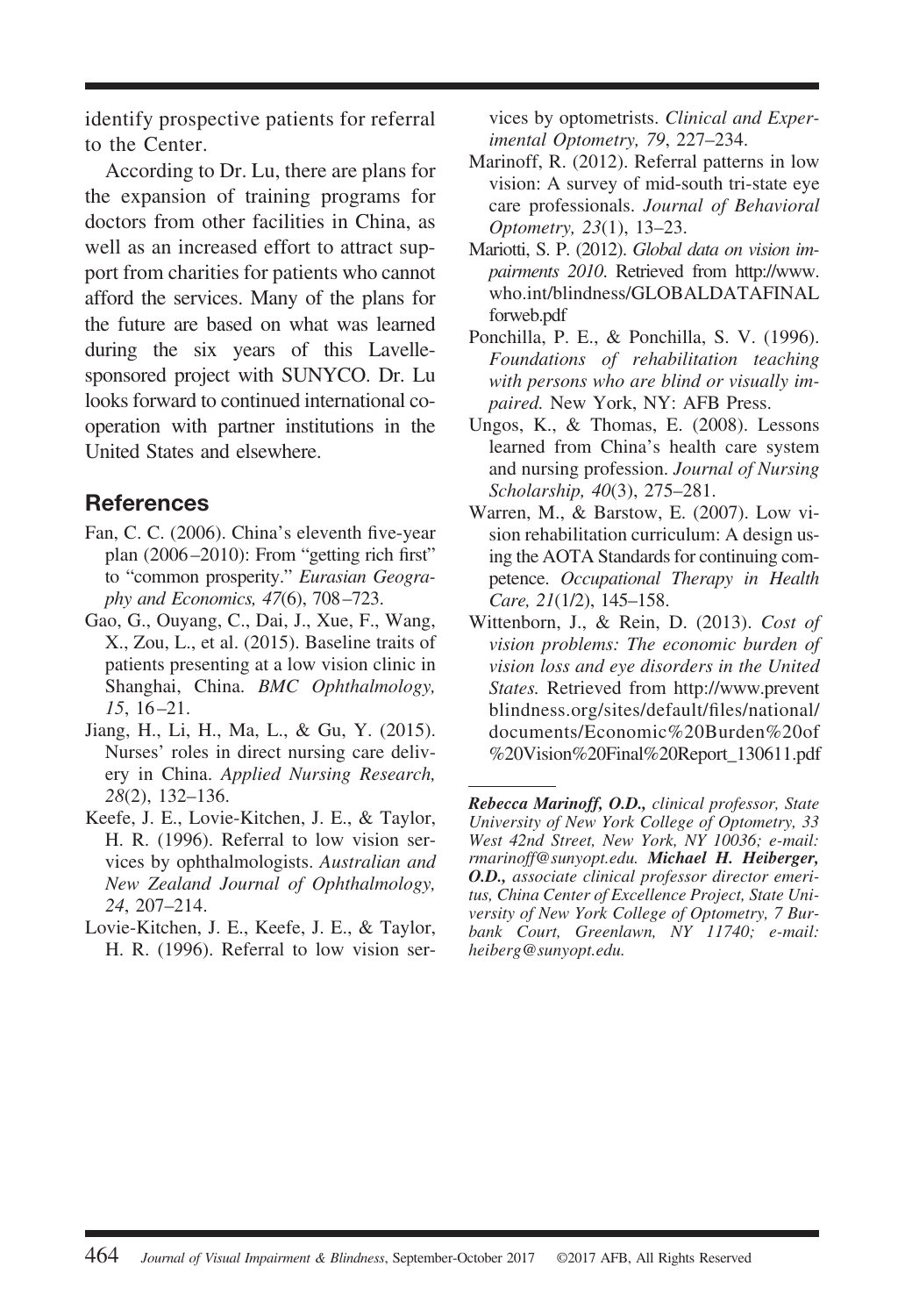identify prospective patients for referral to the Center.

According to Dr. Lu, there are plans for the expansion of training programs for doctors from other facilities in China, as well as an increased effort to attract support from charities for patients who cannot afford the services. Many of the plans for the future are based on what was learned during the six years of this Lavelle-sponsored project with SUNYCO. Dr. Lu looks forward to continued international cooperation with partner institutions in the United States and elsewhere.

## References

Fan, C. C. (2006). China's eleventh five-year plan (2006–2010): From "getting rich first" to "common prosperity." *Eurasian Geography and Economics, 47*(6), 708–723.

Gao, G., Ouyang, C., Dai, J., Xue, F., Wang, X., Zou, L., et al. (2015). Baseline traits of patients presenting at a low vision clinic in Shanghai, China. *BMC Ophthalmology, 15*, 16–21.

Jiang, H., Li, H., Ma, L., & Gu, Y. (2015). Nurses' roles in direct nursing care delivery in China. *Applied Nursing Research, 28*(2), 132–136.

Keefe, J. E., Lovie-Kitchen, J. E., & Taylor, H. R. (1996). Referral to low vision services by ophthalmologists. *Australian and New Zealand Journal of Ophthalmology, 24*, 207–214.

Lovie-Kitchen, J. E., Keefe, J. E., & Taylor, H. R. (1996). Referral to low vision services by optometrists. *Clinical and Experimental Optometry, 79*, 227–234.

Marinoff, R. (2012). Referral patterns in low vision: A survey of mid-south tri-state eye care professionals. *Journal of Behavioral Optometry, 23*(1), 13–23.

Mariotti, S. P. (2012). *Global data on vision impairments 2010*. Retrieved from http://www.who.int/blindness/GLOBALDATAFINALforweb.pdf

Ponchilla, P. E., & Ponchilla, S. V. (1996). *Foundations of rehabilitation teaching with persons who are blind or visually impaired.* New York, NY: AFB Press.

Ungos, K., & Thomas, E. (2008). Lessons learned from China's health care system and nursing profession. *Journal of Nursing Scholarship, 40*(3), 275–281.

Warren, M., & Barstow, E. (2007). Low vision rehabilitation curriculum: A design using the AOTA Standards for continuing competence. *Occupational Therapy in Health Care, 21*(1/2), 145–158.

Wittenborn, J., & Rein, D. (2013). *Cost of vision problems: The economic burden of vision loss and eye disorders in the United States.* Retrieved from http://www.preventblindness.org/sites/default/files/national/documents/Economic%20Burden%20of%20Vision%20Final%20Report_130611.pdf

---

***Rebecca Marinoff, O.D.,*** *clinical professor, State University of New York College of Optometry, 33 West 42nd Street, New York, NY 10036; e-mail: rmarinoff@sunyopt.edu.* ***Michael H. Heiberger, O.D.,*** *associate clinical professor director emeritus, China Center of Excellence Project, State University of New York College of Optometry, 7 Burbank Court, Greenlawn, NY 11740; e-mail: heiberg@sunyopt.edu.*